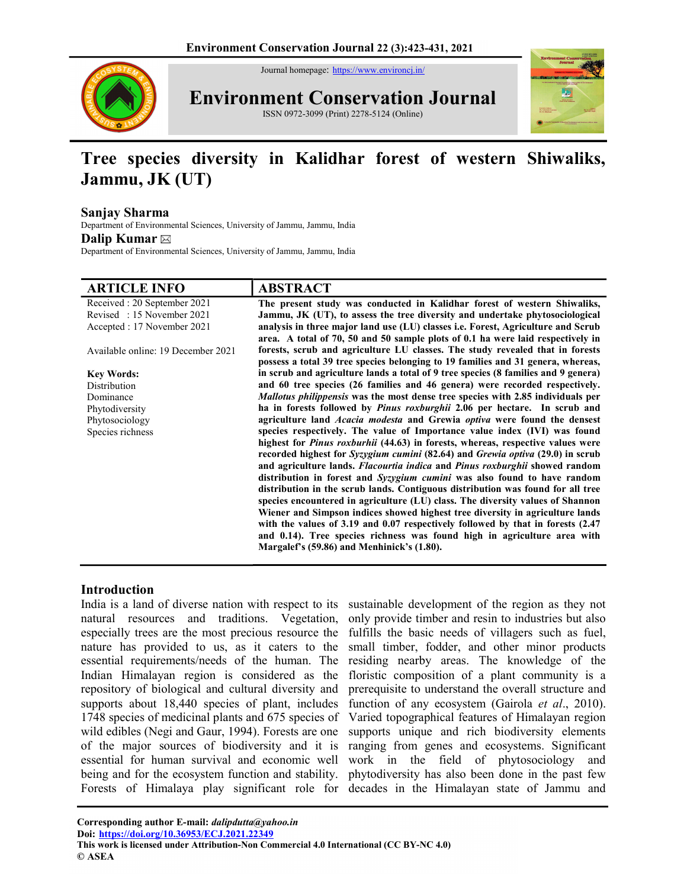Journal homepage: https://www.environcj.in/

# Environment Conservation Journal

ISSN 0972-3099 (Print) 2278-5124 (Online)

# Tree species diversity in Kalidhar forest of western Shiwaliks, Jammu, JK (UT)

**Sanjay Sharma**
Department of Environmental Sciences, University of Jammu, Jammu, India

**Dalip Kumar** ✉
Department of Environmental Sciences, University of Jammu, Jammu, India

## ARTICLE INFO

Received : 20 September 2021
Revised : 15 November 2021
Accepted : 17 November 2021

Available online: 19 December 2021

**Key Words:**
Distribution
Dominance
Phytodiversity
Phytosociology
Species richness

## ABSTRACT

**The present study was conducted in Kalidhar forest of western Shiwaliks, Jammu, JK (UT), to assess the tree diversity and undertake phytosociological analysis in three major land use (LU) classes i.e. Forest, Agriculture and Scrub area. A total of 70, 50 and 50 sample plots of 0.1 ha were laid respectively in forests, scrub and agriculture LU classes. The study revealed that in forests possess a total 39 tree species belonging to 19 families and 31 genera, whereas, in scrub and agriculture lands a total of 9 tree species (8 families and 9 genera) and 60 tree species (26 families and 46 genera) were recorded respectively. *Mallotus philippensis* was the most dense tree species with 2.85 individuals per ha in forests followed by *Pinus roxburghii* 2.06 per hectare. In scrub and agriculture land *Acacia modesta* and Grewia *optiva* were found the densest species respectively. The value of Importance value index (IVI) was found highest for *Pinus roxburhii* (44.63) in forests, whereas, respective values were recorded highest for *Syzygium cumini* (82.64) and *Grewia optiva* (29.0) in scrub and agriculture lands. *Flacourtia indica* and *Pinus roxburghii* showed random distribution in forest and *Syzygium cumini* was also found to have random distribution in the scrub lands. Contiguous distribution was found for all tree species encountered in agriculture (LU) class. The diversity values of Shannon Wiener and Simpson indices showed highest tree diversity in agriculture lands with the values of 3.19 and 0.07 respectively followed by that in forests (2.47 and 0.14). Tree species richness was found high in agriculture area with Margalef's (59.86) and Menhinick's (1.80).**

## Introduction

India is a land of diverse nation with respect to its natural resources and traditions. Vegetation, especially trees are the most precious resource the nature has provided to us, as it caters to the essential requirements/needs of the human. The Indian Himalayan region is considered as the repository of biological and cultural diversity and supports about 18,440 species of plant, includes 1748 species of medicinal plants and 675 species of wild edibles (Negi and Gaur, 1994). Forests are one of the major sources of biodiversity and it is essential for human survival and economic well being and for the ecosystem function and stability. Forests of Himalaya play significant role for sustainable development of the region as they not only provide timber and resin to industries but also fulfills the basic needs of villagers such as fuel, small timber, fodder, and other minor products residing nearby areas. The knowledge of the floristic composition of a plant community is a prerequisite to understand the overall structure and function of any ecosystem (Gairola *et al*., 2010). Varied topographical features of Himalayan region supports unique and rich biodiversity elements ranging from genes and ecosystems. Significant work in the field of phytosociology and phytodiversity has also been done in the past few decades in the Himalayan state of Jammu and

---

**Corresponding author E-mail:** *dalipdutta@yahoo.in*
**Doi:** https://doi.org/10.36953/ECJ.2021.22349
**This work is licensed under Attribution-Non Commercial 4.0 International (CC BY-NC 4.0)**
**© ASEA**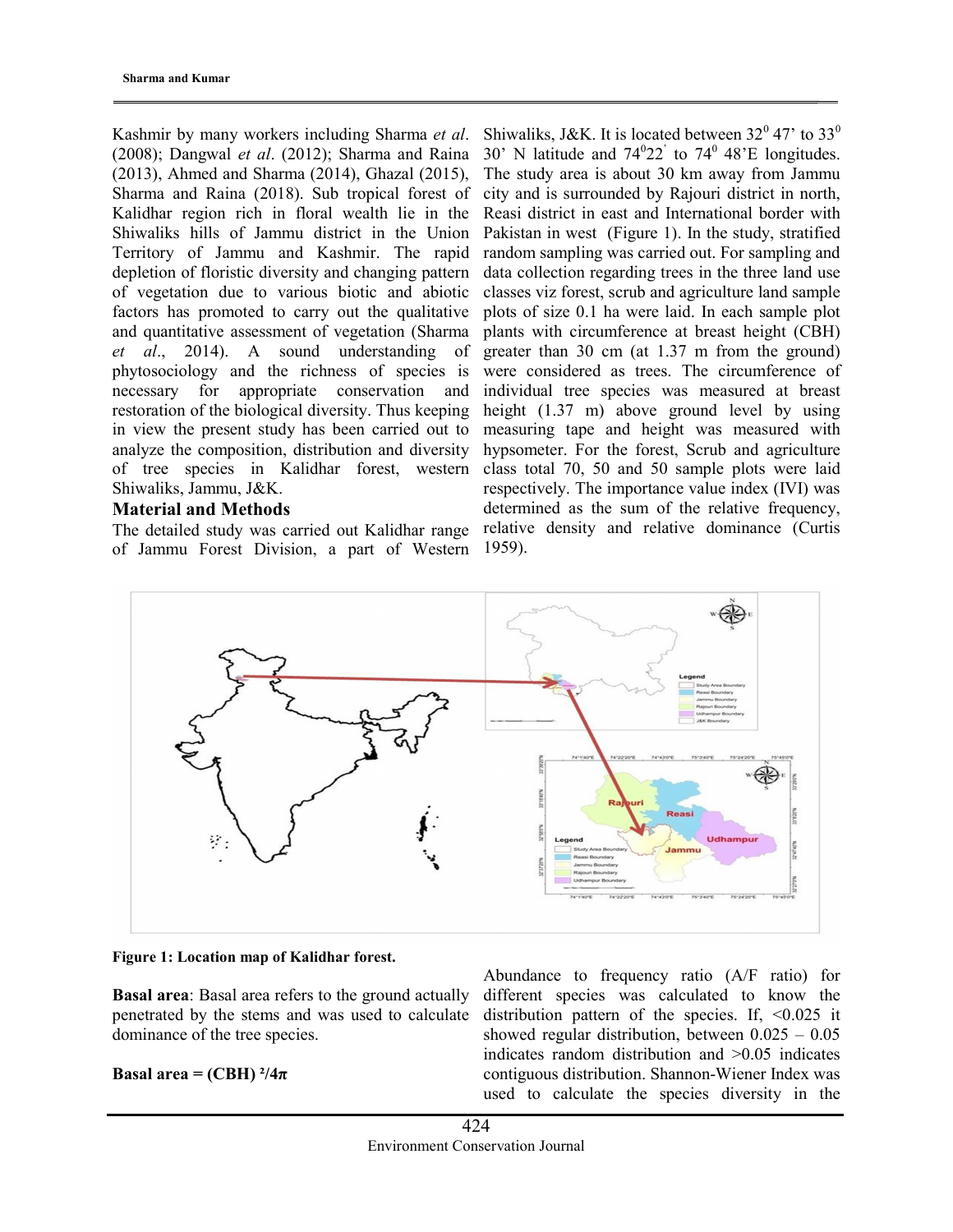Kashmir by many workers including Sharma *et al*. (2008); Dangwal *et al*. (2012); Sharma and Raina (2013), Ahmed and Sharma (2014), Ghazal (2015), Sharma and Raina (2018). Sub tropical forest of Kalidhar region rich in floral wealth lie in the Shiwaliks hills of Jammu district in the Union Territory of Jammu and Kashmir. The rapid depletion of floristic diversity and changing pattern of vegetation due to various biotic and abiotic factors has promoted to carry out the qualitative and quantitative assessment of vegetation (Sharma *et al*., 2014). A sound understanding of phytosociology and the richness of species is necessary for appropriate conservation and restoration of the biological diversity. Thus keeping in view the present study has been carried out to analyze the composition, distribution and diversity of tree species in Kalidhar forest, western Shiwaliks, Jammu, J&K.

## Material and Methods

The detailed study was carried out Kalidhar range of Jammu Forest Division, a part of Western Shiwaliks, J&K. It is located between $32^0$ 47' to $33^0$ 30' N latitude and $74^0$22' to $74^0$ 48'E longitudes. The study area is about 30 km away from Jammu city and is surrounded by Rajouri district in north, Reasi district in east and International border with Pakistan in west (Figure 1). In the study, stratified random sampling was carried out. For sampling and data collection regarding trees in the three land use classes viz forest, scrub and agriculture land sample plots of size 0.1 ha were laid. In each sample plot plants with circumference at breast height (CBH) greater than 30 cm (at 1.37 m from the ground) were considered as trees. The circumference of individual tree species was measured at breast height (1.37 m) above ground level by using measuring tape and height was measured with hypsometer. For the forest, Scrub and agriculture class total 70, 50 and 50 sample plots were laid respectively. The importance value index (IVI) was determined as the sum of the relative frequency, relative density and relative dominance (Curtis 1959).

**Figure 1: Location map of Kalidhar forest.**

**Basal area**: Basal area refers to the ground actually penetrated by the stems and was used to calculate dominance of the tree species.

**Basal area = $(CBH)^2/4\pi$**

Abundance to frequency ratio (A/F ratio) for different species was calculated to know the distribution pattern of the species. If, <0.025 it showed regular distribution, between 0.025 – 0.05 indicates random distribution and >0.05 indicates contiguous distribution. Shannon-Wiener Index was used to calculate the species diversity in the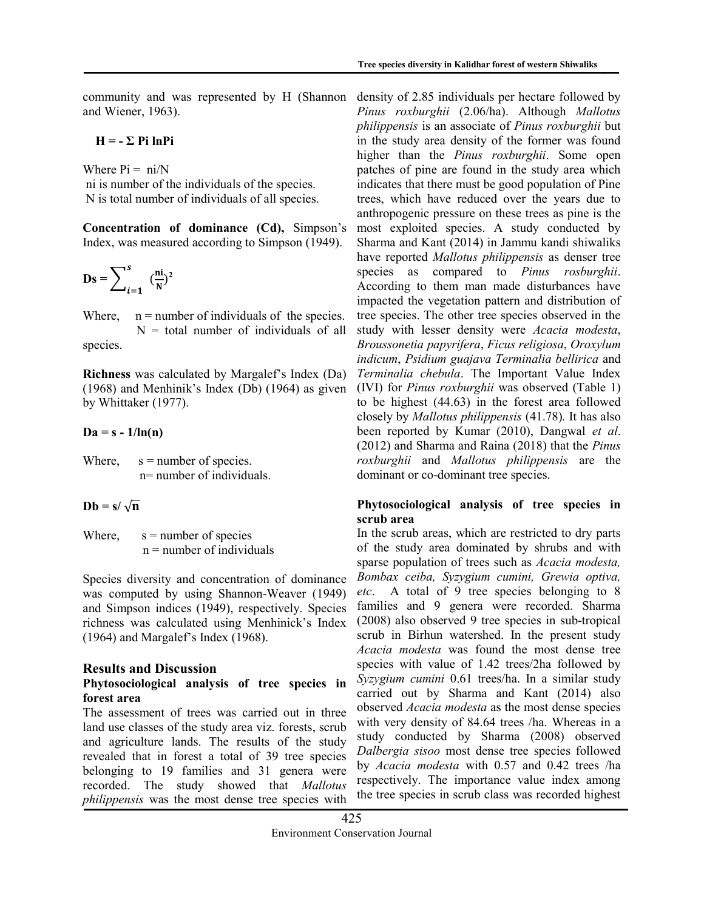community and was represented by H (Shannon and Wiener, 1963).

$$H = - \Sigma \, Pi \ln Pi$$

Where Pi = ni/N
ni is number of the individuals of the species.
N is total number of individuals of all species.

**Concentration of dominance (Cd),** Simpson's Index, was measured according to Simpson (1949).

$$Ds = \sum_{i=1}^{s} \left(\frac{ni}{N}\right)^2$$

Where, n = number of individuals of the species.
N = total number of individuals of all species.

**Richness** was calculated by Margalef's Index (Da) (1968) and Menhinik's Index (Db) (1964) as given by Whittaker (1977).

$$Da = s - 1/\ln(n)$$

Where, s = number of species.
n= number of individuals.

$$Db = s/\sqrt{n}$$

Where, s = number of species
n = number of individuals

Species diversity and concentration of dominance was computed by using Shannon-Weaver (1949) and Simpson indices (1949), respectively. Species richness was calculated using Menhinick's Index (1964) and Margalef's Index (1968).

## Results and Discussion

### Phytosociological analysis of tree species in forest area

The assessment of trees was carried out in three land use classes of the study area viz. forests, scrub and agriculture lands. The results of the study revealed that in forest a total of 39 tree species belonging to 19 families and 31 genera were recorded. The study showed that *Mallotus philippensis* was the most dense tree species with density of 2.85 individuals per hectare followed by *Pinus roxburghii* (2.06/ha). Although *Mallotus philippensis* is an associate of *Pinus roxburghii* but in the study area density of the former was found higher than the *Pinus roxburghii*. Some open patches of pine are found in the study area which indicates that there must be good population of Pine trees, which have reduced over the years due to anthropogenic pressure on these trees as pine is the most exploited species. A study conducted by Sharma and Kant (2014) in Jammu kandi shiwaliks have reported *Mallotus philippensis* as denser tree species as compared to *Pinus rosburghii*. According to them man made disturbances have impacted the vegetation pattern and distribution of tree species. The other tree species observed in the study with lesser density were *Acacia modesta*, *Broussonetia papyrifera*, *Ficus religiosa*, *Oroxylum indicum*, *Psidium guajava Terminalia bellirica* and *Terminalia chebula*. The Important Value Index (IVI) for *Pinus roxburghii* was observed (Table 1) to be highest (44.63) in the forest area followed closely by *Mallotus philippensis* (41.78). It has also been reported by Kumar (2010), Dangwal *et al*. (2012) and Sharma and Raina (2018) that the *Pinus roxburghii* and *Mallotus philippensis* are the dominant or co-dominant tree species.

### Phytosociological analysis of tree species in scrub area

In the scrub areas, which are restricted to dry parts of the study area dominated by shrubs and with sparse population of trees such as *Acacia modesta, Bombax ceiba, Syzygium cumini, Grewia optiva, etc*. A total of 9 tree species belonging to 8 families and 9 genera were recorded. Sharma (2008) also observed 9 tree species in sub-tropical scrub in Birhun watershed. In the present study *Acacia modesta* was found the most dense tree species with value of 1.42 trees/2ha followed by *Syzygium cumini* 0.61 trees/ha. In a similar study carried out by Sharma and Kant (2014) also observed *Acacia modesta* as the most dense species with very density of 84.64 trees /ha. Whereas in a study conducted by Sharma (2008) observed *Dalbergia sisoo* most dense tree species followed by *Acacia modesta* with 0.57 and 0.42 trees /ha respectively. The importance value index among the tree species in scrub class was recorded highest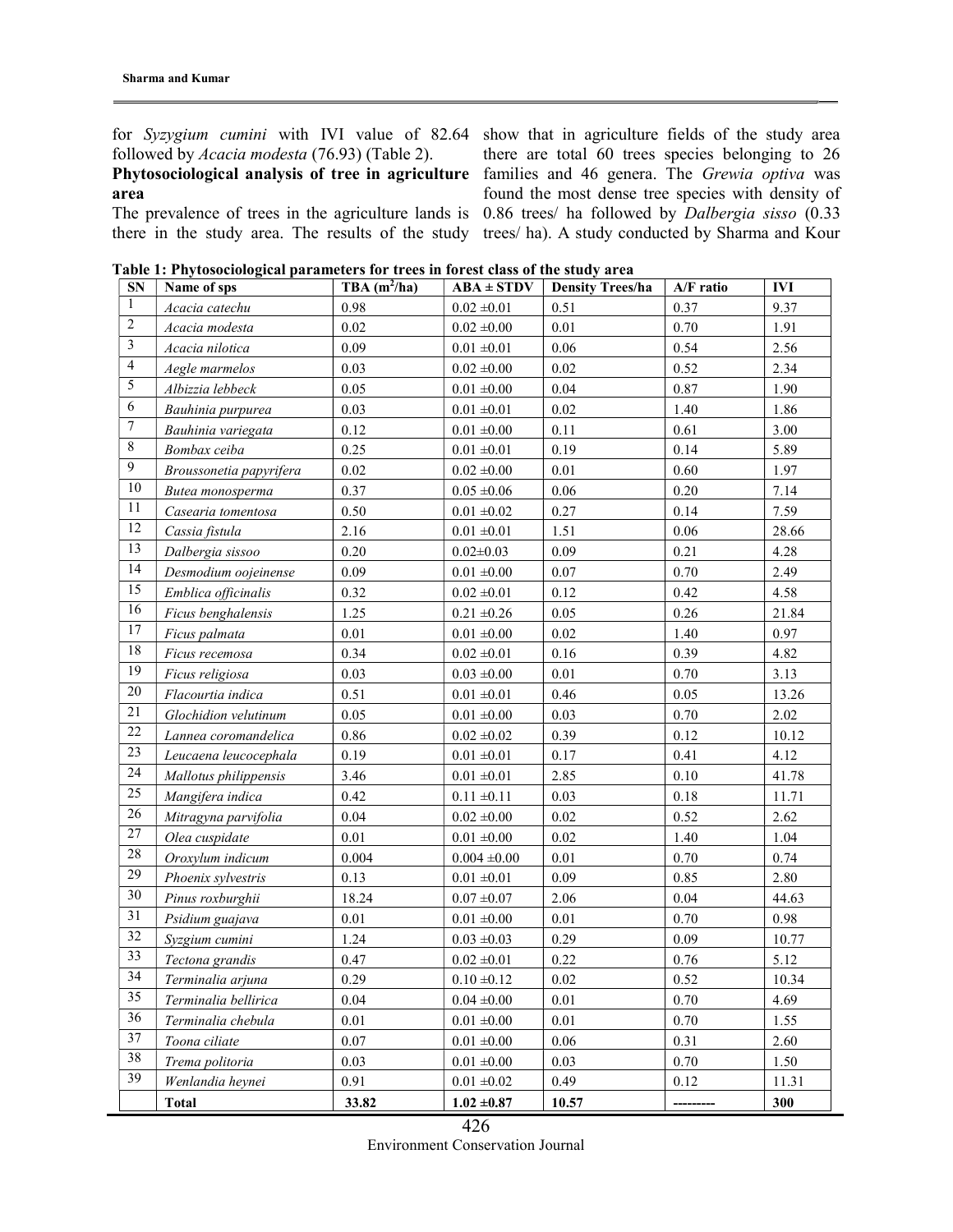for *Syzygium cumini* with IVI value of 82.64 followed by *Acacia modesta* (76.93) (Table 2).

**Phytosociological analysis of tree in agriculture area**

The prevalence of trees in the agriculture lands is there in the study area. The results of the study show that in agriculture fields of the study area there are total 60 trees species belonging to 26 families and 46 genera. The *Grewia optiva* was found the most dense tree species with density of 0.86 trees/ ha followed by *Dalbergia sisso* (0.33 trees/ ha). A study conducted by Sharma and Kour

**Table 1: Phytosociological parameters for trees in forest class of the study area**

| SN | Name of sps | TBA ($m^2$/ha) | ABA ± STDV | Density Trees/ha | A/F ratio | IVI |
|---|---|---|---|---|---|---|
| 1 | *Acacia catechu* | 0.98 | 0.02 ±0.01 | 0.51 | 0.37 | 9.37 |
| 2 | *Acacia modesta* | 0.02 | 0.02 ±0.00 | 0.01 | 0.70 | 1.91 |
| 3 | *Acacia nilotica* | 0.09 | 0.01 ±0.01 | 0.06 | 0.54 | 2.56 |
| 4 | *Aegle marmelos* | 0.03 | 0.02 ±0.00 | 0.02 | 0.52 | 2.34 |
| 5 | *Albizzia lebbeck* | 0.05 | 0.01 ±0.00 | 0.04 | 0.87 | 1.90 |
| 6 | *Bauhinia purpurea* | 0.03 | 0.01 ±0.01 | 0.02 | 1.40 | 1.86 |
| 7 | *Bauhinia variegata* | 0.12 | 0.01 ±0.00 | 0.11 | 0.61 | 3.00 |
| 8 | *Bombax ceiba* | 0.25 | 0.01 ±0.01 | 0.19 | 0.14 | 5.89 |
| 9 | *Broussonetia papyrifera* | 0.02 | 0.02 ±0.00 | 0.01 | 0.60 | 1.97 |
| 10 | *Butea monosperma* | 0.37 | 0.05 ±0.06 | 0.06 | 0.20 | 7.14 |
| 11 | *Casearia tomentosa* | 0.50 | 0.01 ±0.02 | 0.27 | 0.14 | 7.59 |
| 12 | *Cassia fistula* | 2.16 | 0.01 ±0.01 | 1.51 | 0.06 | 28.66 |
| 13 | *Dalbergia sissoo* | 0.20 | 0.02±0.03 | 0.09 | 0.21 | 4.28 |
| 14 | *Desmodium oojeinense* | 0.09 | 0.01 ±0.00 | 0.07 | 0.70 | 2.49 |
| 15 | *Emblica officinalis* | 0.32 | 0.02 ±0.01 | 0.12 | 0.42 | 4.58 |
| 16 | *Ficus benghalensis* | 1.25 | 0.21 ±0.26 | 0.05 | 0.26 | 21.84 |
| 17 | *Ficus palmata* | 0.01 | 0.01 ±0.00 | 0.02 | 1.40 | 0.97 |
| 18 | *Ficus recemosa* | 0.34 | 0.02 ±0.01 | 0.16 | 0.39 | 4.82 |
| 19 | *Ficus religiosa* | 0.03 | 0.03 ±0.00 | 0.01 | 0.70 | 3.13 |
| 20 | *Flacourtia indica* | 0.51 | 0.01 ±0.01 | 0.46 | 0.05 | 13.26 |
| 21 | *Glochidion velutinum* | 0.05 | 0.01 ±0.00 | 0.03 | 0.70 | 2.02 |
| 22 | *Lannea coromandelica* | 0.86 | 0.02 ±0.02 | 0.39 | 0.12 | 10.12 |
| 23 | *Leucaena leucocephala* | 0.19 | 0.01 ±0.01 | 0.17 | 0.41 | 4.12 |
| 24 | *Mallotus philippensis* | 3.46 | 0.01 ±0.01 | 2.85 | 0.10 | 41.78 |
| 25 | *Mangifera indica* | 0.42 | 0.11 ±0.11 | 0.03 | 0.18 | 11.71 |
| 26 | *Mitragyna parvifolia* | 0.04 | 0.02 ±0.00 | 0.02 | 0.52 | 2.62 |
| 27 | *Olea cuspidate* | 0.01 | 0.01 ±0.00 | 0.02 | 1.40 | 1.04 |
| 28 | *Oroxylum indicum* | 0.004 | 0.004 ±0.00 | 0.01 | 0.70 | 0.74 |
| 29 | *Phoenix sylvestris* | 0.13 | 0.01 ±0.01 | 0.09 | 0.85 | 2.80 |
| 30 | *Pinus roxburghii* | 18.24 | 0.07 ±0.07 | 2.06 | 0.04 | 44.63 |
| 31 | *Psidium guajava* | 0.01 | 0.01 ±0.00 | 0.01 | 0.70 | 0.98 |
| 32 | *Syzgium cumini* | 1.24 | 0.03 ±0.03 | 0.29 | 0.09 | 10.77 |
| 33 | *Tectona grandis* | 0.47 | 0.02 ±0.01 | 0.22 | 0.76 | 5.12 |
| 34 | *Terminalia arjuna* | 0.29 | 0.10 ±0.12 | 0.02 | 0.52 | 10.34 |
| 35 | *Terminalia bellirica* | 0.04 | 0.04 ±0.00 | 0.01 | 0.70 | 4.69 |
| 36 | *Terminalia chebula* | 0.01 | 0.01 ±0.00 | 0.01 | 0.70 | 1.55 |
| 37 | *Toona ciliate* | 0.07 | 0.01 ±0.00 | 0.06 | 0.31 | 2.60 |
| 38 | *Trema politoria* | 0.03 | 0.01 ±0.00 | 0.03 | 0.70 | 1.50 |
| 39 | *Wenlandia heynei* | 0.91 | 0.01 ±0.02 | 0.49 | 0.12 | 11.31 |
| | **Total** | **33.82** | **1.02 ±0.87** | **10.57** | --------- | **300** |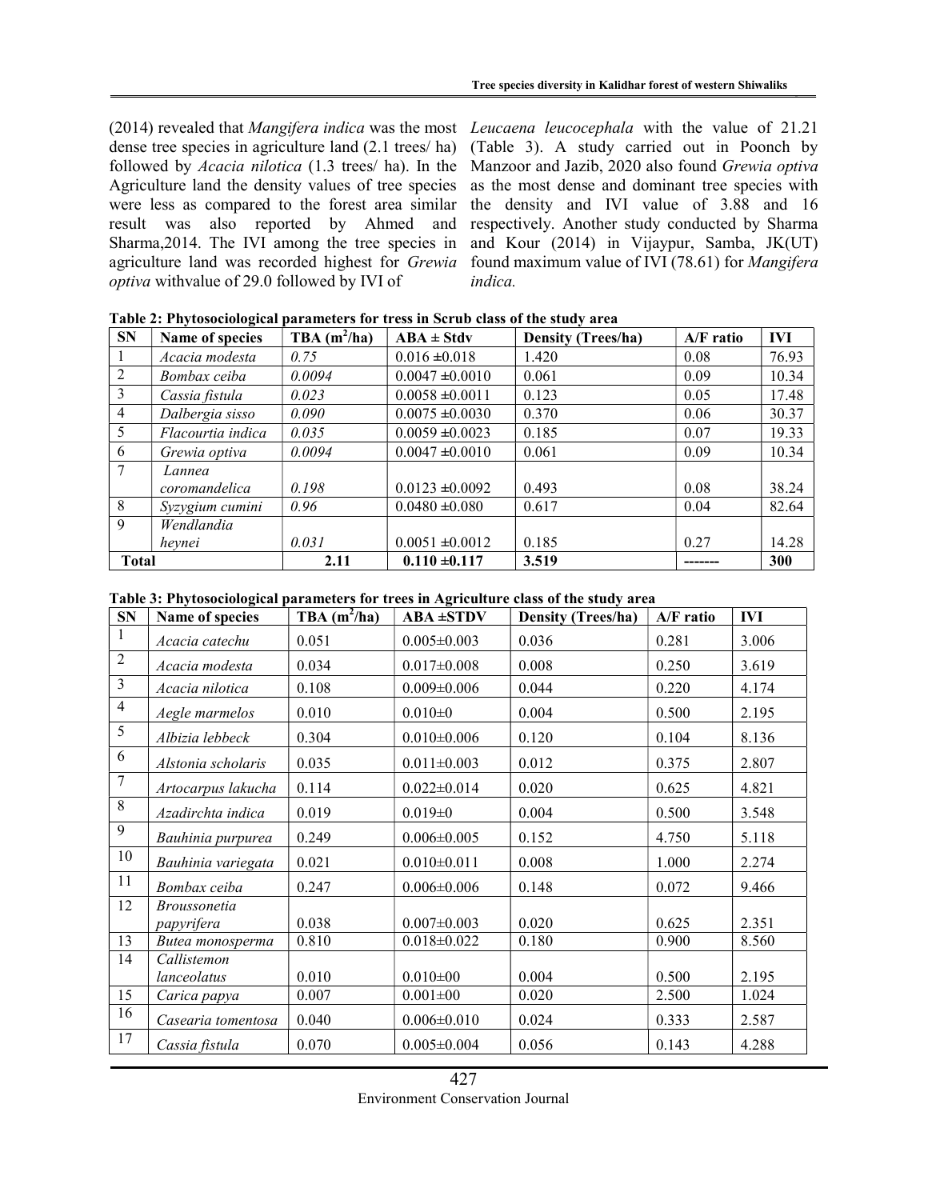(2014) revealed that *Mangifera indica* was the most dense tree species in agriculture land (2.1 trees/ ha) followed by *Acacia nilotica* (1.3 trees/ ha). In the Agriculture land the density values of tree species were less as compared to the forest area similar result was also reported by Ahmed and Sharma,2014. The IVI among the tree species in agriculture land was recorded highest for *Grewia optiva* withvalue of 29.0 followed by IVI of *Leucaena leucocephala* with the value of 21.21 (Table 3). A study carried out in Poonch by Manzoor and Jazib, 2020 also found *Grewia optiva* as the most dense and dominant tree species with the density and IVI value of 3.88 and 16 respectively. Another study conducted by Sharma and Kour (2014) in Vijaypur, Samba, JK(UT) found maximum value of IVI (78.61) for *Mangifera indica.*

**Table 2: Phytosociological parameters for tress in Scrub class of the study area**

| SN | Name of species | TBA ($m^2$/ha) | ABA ± Stdv | Density (Trees/ha) | A/F ratio | IVI |
|---|---|---|---|---|---|---|
| 1 | *Acacia modesta* | *0.75* | 0.016 ±0.018 | 1.420 | 0.08 | 76.93 |
| 2 | *Bombax ceiba* | *0.0094* | 0.0047 ±0.0010 | 0.061 | 0.09 | 10.34 |
| 3 | *Cassia fistula* | *0.023* | 0.0058 ±0.0011 | 0.123 | 0.05 | 17.48 |
| 4 | *Dalbergia sisso* | *0.090* | 0.0075 ±0.0030 | 0.370 | 0.06 | 30.37 |
| 5 | *Flacourtia indica* | *0.035* | 0.0059 ±0.0023 | 0.185 | 0.07 | 19.33 |
| 6 | *Grewia optiva* | *0.0094* | 0.0047 ±0.0010 | 0.061 | 0.09 | 10.34 |
| 7 | *Lannea coromandelica* | *0.198* | 0.0123 ±0.0092 | 0.493 | 0.08 | 38.24 |
| 8 | *Syzygium cumini* | *0.96* | 0.0480 ±0.080 | 0.617 | 0.04 | 82.64 |
| 9 | *Wendlandia heynei* | *0.031* | 0.0051 ±0.0012 | 0.185 | 0.27 | 14.28 |
| **Total** | | **2.11** | **0.110 ±0.117** | **3.519** | **-------** | **300** |

**Table 3: Phytosociological parameters for trees in Agriculture class of the study area**

| SN | Name of species | TBA ($m^2$/ha) | ABA ±STDV | Density (Trees/ha) | A/F ratio | IVI |
|---|---|---|---|---|---|---|
| 1 | *Acacia catechu* | 0.051 | 0.005±0.003 | 0.036 | 0.281 | 3.006 |
| 2 | *Acacia modesta* | 0.034 | 0.017±0.008 | 0.008 | 0.250 | 3.619 |
| 3 | *Acacia nilotica* | 0.108 | 0.009±0.006 | 0.044 | 0.220 | 4.174 |
| 4 | *Aegle marmelos* | 0.010 | 0.010±0 | 0.004 | 0.500 | 2.195 |
| 5 | *Albizia lebbeck* | 0.304 | 0.010±0.006 | 0.120 | 0.104 | 8.136 |
| 6 | *Alstonia scholaris* | 0.035 | 0.011±0.003 | 0.012 | 0.375 | 2.807 |
| 7 | *Artocarpus lakucha* | 0.114 | 0.022±0.014 | 0.020 | 0.625 | 4.821 |
| 8 | *Azadirchta indica* | 0.019 | 0.019±0 | 0.004 | 0.500 | 3.548 |
| 9 | *Bauhinia purpurea* | 0.249 | 0.006±0.005 | 0.152 | 4.750 | 5.118 |
| 10 | *Bauhinia variegata* | 0.021 | 0.010±0.011 | 0.008 | 1.000 | 2.274 |
| 11 | *Bombax ceiba* | 0.247 | 0.006±0.006 | 0.148 | 0.072 | 9.466 |
| 12 | *Broussonetia papyrifera* | 0.038 | 0.007±0.003 | 0.020 | 0.625 | 2.351 |
| 13 | *Butea monosperma* | 0.810 | 0.018±0.022 | 0.180 | 0.900 | 8.560 |
| 14 | *Callistemon lanceolatus* | 0.010 | 0.010±00 | 0.004 | 0.500 | 2.195 |
| 15 | *Carica papya* | 0.007 | 0.001±00 | 0.020 | 2.500 | 1.024 |
| 16 | *Casearia tomentosa* | 0.040 | 0.006±0.010 | 0.024 | 0.333 | 2.587 |
| 17 | *Cassia fistula* | 0.070 | 0.005±0.004 | 0.056 | 0.143 | 4.288 |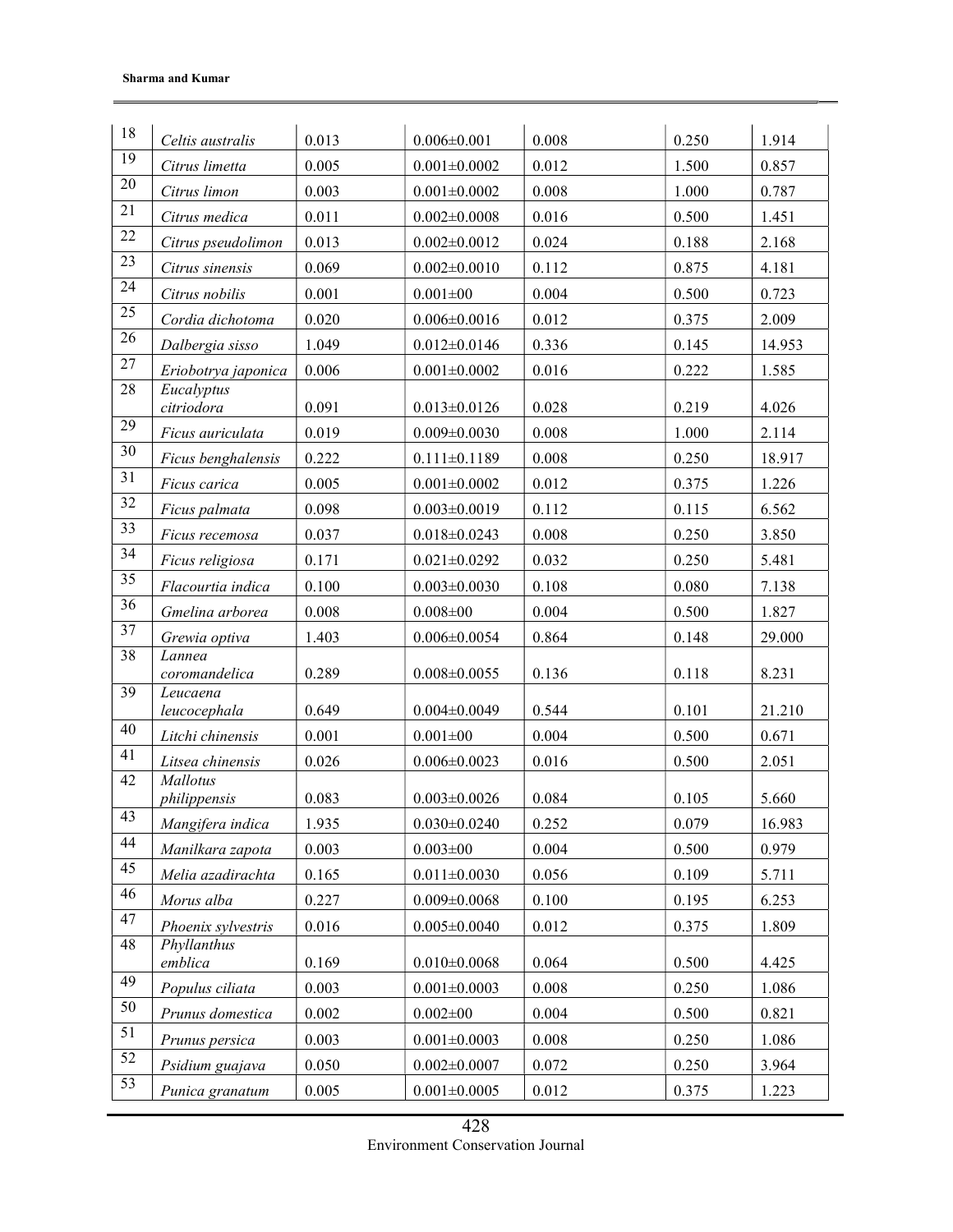| | | | | | | |
|---|---|---|---|---|---|---|
| 18 | *Celtis australis* | 0.013 | 0.006±0.001 | 0.008 | 0.250 | 1.914 |
| 19 | *Citrus limetta* | 0.005 | 0.001±0.0002 | 0.012 | 1.500 | 0.857 |
| 20 | *Citrus limon* | 0.003 | 0.001±0.0002 | 0.008 | 1.000 | 0.787 |
| 21 | *Citrus medica* | 0.011 | 0.002±0.0008 | 0.016 | 0.500 | 1.451 |
| 22 | *Citrus pseudolimon* | 0.013 | 0.002±0.0012 | 0.024 | 0.188 | 2.168 |
| 23 | *Citrus sinensis* | 0.069 | 0.002±0.0010 | 0.112 | 0.875 | 4.181 |
| 24 | *Citrus nobilis* | 0.001 | 0.001±00 | 0.004 | 0.500 | 0.723 |
| 25 | *Cordia dichotoma* | 0.020 | 0.006±0.0016 | 0.012 | 0.375 | 2.009 |
| 26 | *Dalbergia sisso* | 1.049 | 0.012±0.0146 | 0.336 | 0.145 | 14.953 |
| 27 | *Eriobotrya japonica* | 0.006 | 0.001±0.0002 | 0.016 | 0.222 | 1.585 |
| 28 | *Eucalyptus citriodora* | 0.091 | 0.013±0.0126 | 0.028 | 0.219 | 4.026 |
| 29 | *Ficus auriculata* | 0.019 | 0.009±0.0030 | 0.008 | 1.000 | 2.114 |
| 30 | *Ficus benghalensis* | 0.222 | 0.111±0.1189 | 0.008 | 0.250 | 18.917 |
| 31 | *Ficus carica* | 0.005 | 0.001±0.0002 | 0.012 | 0.375 | 1.226 |
| 32 | *Ficus palmata* | 0.098 | 0.003±0.0019 | 0.112 | 0.115 | 6.562 |
| 33 | *Ficus recemosa* | 0.037 | 0.018±0.0243 | 0.008 | 0.250 | 3.850 |
| 34 | *Ficus religiosa* | 0.171 | 0.021±0.0292 | 0.032 | 0.250 | 5.481 |
| 35 | *Flacourtia indica* | 0.100 | 0.003±0.0030 | 0.108 | 0.080 | 7.138 |
| 36 | *Gmelina arborea* | 0.008 | 0.008±00 | 0.004 | 0.500 | 1.827 |
| 37 | *Grewia optiva* | 1.403 | 0.006±0.0054 | 0.864 | 0.148 | 29.000 |
| 38 | *Lannea coromandelica* | 0.289 | 0.008±0.0055 | 0.136 | 0.118 | 8.231 |
| 39 | *Leucaena leucocephala* | 0.649 | 0.004±0.0049 | 0.544 | 0.101 | 21.210 |
| 40 | *Litchi chinensis* | 0.001 | 0.001±00 | 0.004 | 0.500 | 0.671 |
| 41 | *Litsea chinensis* | 0.026 | 0.006±0.0023 | 0.016 | 0.500 | 2.051 |
| 42 | *Mallotus philippensis* | 0.083 | 0.003±0.0026 | 0.084 | 0.105 | 5.660 |
| 43 | *Mangifera indica* | 1.935 | 0.030±0.0240 | 0.252 | 0.079 | 16.983 |
| 44 | *Manilkara zapota* | 0.003 | 0.003±00 | 0.004 | 0.500 | 0.979 |
| 45 | *Melia azadirachta* | 0.165 | 0.011±0.0030 | 0.056 | 0.109 | 5.711 |
| 46 | *Morus alba* | 0.227 | 0.009±0.0068 | 0.100 | 0.195 | 6.253 |
| 47 | *Phoenix sylvestris* | 0.016 | 0.005±0.0040 | 0.012 | 0.375 | 1.809 |
| 48 | *Phyllanthus emblica* | 0.169 | 0.010±0.0068 | 0.064 | 0.500 | 4.425 |
| 49 | *Populus ciliata* | 0.003 | 0.001±0.0003 | 0.008 | 0.250 | 1.086 |
| 50 | *Prunus domestica* | 0.002 | 0.002±00 | 0.004 | 0.500 | 0.821 |
| 51 | *Prunus persica* | 0.003 | 0.001±0.0003 | 0.008 | 0.250 | 1.086 |
| 52 | *Psidium guajava* | 0.050 | 0.002±0.0007 | 0.072 | 0.250 | 3.964 |
| 53 | *Punica granatum* | 0.005 | 0.001±0.0005 | 0.012 | 0.375 | 1.223 |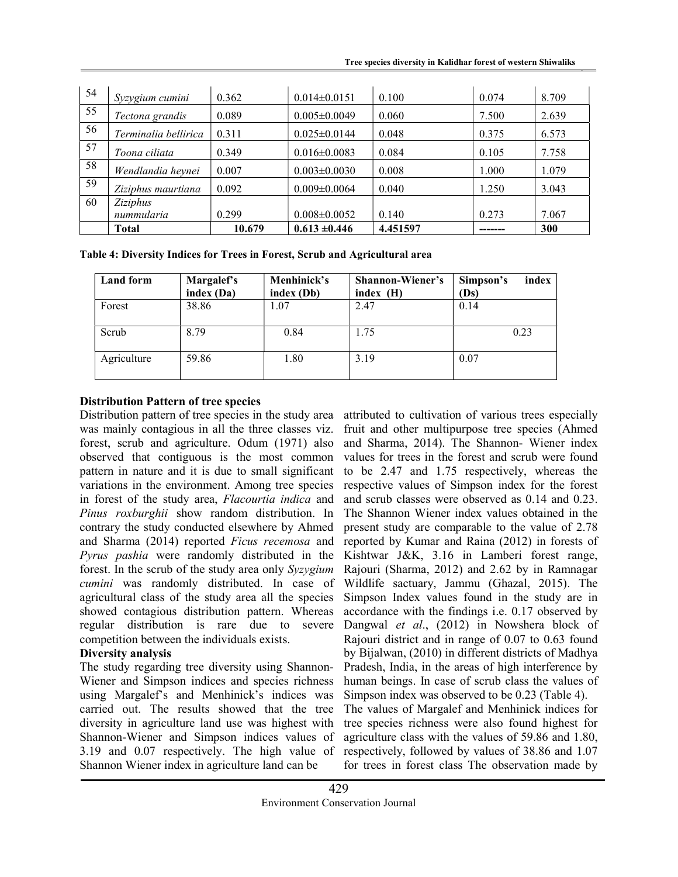| | | | | | | |
|---|---|---|---|---|---|---|
| 54 | *Syzygium cumini* | 0.362 | 0.014±0.0151 | 0.100 | 0.074 | 8.709 |
| 55 | *Tectona grandis* | 0.089 | 0.005±0.0049 | 0.060 | 7.500 | 2.639 |
| 56 | *Terminalia bellirica* | 0.311 | 0.025±0.0144 | 0.048 | 0.375 | 6.573 |
| 57 | *Toona ciliata* | 0.349 | 0.016±0.0083 | 0.084 | 0.105 | 7.758 |
| 58 | *Wendlandia heynei* | 0.007 | 0.003±0.0030 | 0.008 | 1.000 | 1.079 |
| 59 | *Ziziphus maurtiana* | 0.092 | 0.009±0.0064 | 0.040 | 1.250 | 3.043 |
| 60 | *Ziziphus nummularia* | 0.299 | 0.008±0.0052 | 0.140 | 0.273 | 7.067 |
| | **Total** | **10.679** | **0.613 ±0.446** | **4.451597** | **-------** | **300** |

**Table 4: Diversity Indices for Trees in Forest, Scrub and Agricultural area**

| Land form | Margalef's index (Da) | Menhinick's index (Db) | Shannon-Wiener's index (H) | Simpson's index (Ds) |
|---|---|---|---|---|
| Forest | 38.86 | 1.07 | 2.47 | 0.14 |
| Scrub | 8.79 | 0.84 | 1.75 | 0.23 |
| Agriculture | 59.86 | 1.80 | 3.19 | 0.07 |

**Distribution Pattern of tree species**

Distribution pattern of tree species in the study area was mainly contagious in all the three classes viz. forest, scrub and agriculture. Odum (1971) also observed that contiguous is the most common pattern in nature and it is due to small significant variations in the environment. Among tree species in forest of the study area, *Flacourtia indica* and *Pinus roxburghii* show random distribution. In contrary the study conducted elsewhere by Ahmed and Sharma (2014) reported *Ficus recemosa* and *Pyrus pashia* were randomly distributed in the forest. In the scrub of the study area only *Syzygium cumini* was randomly distributed. In case of agricultural class of the study area all the species showed contagious distribution pattern. Whereas regular distribution is rare due to severe competition between the individuals exists.

**Diversity analysis**

The study regarding tree diversity using Shannon-Wiener and Simpson indices and species richness using Margalef's and Menhinick's indices was carried out. The results showed that the tree diversity in agriculture land use was highest with Shannon-Wiener and Simpson indices values of 3.19 and 0.07 respectively. The high value of Shannon Wiener index in agriculture land can be attributed to cultivation of various trees especially fruit and other multipurpose tree species (Ahmed and Sharma, 2014). The Shannon- Wiener index values for trees in the forest and scrub were found to be 2.47 and 1.75 respectively, whereas the respective values of Simpson index for the forest and scrub classes were observed as 0.14 and 0.23. The Shannon Wiener index values obtained in the present study are comparable to the value of 2.78 reported by Kumar and Raina (2012) in forests of Kishtwar J&K, 3.16 in Lamberi forest range, Rajouri (Sharma, 2012) and 2.62 by in Ramnagar Wildlife sactuary, Jammu (Ghazal, 2015). The Simpson Index values found in the study are in accordance with the findings i.e. 0.17 observed by Dangwal *et al*., (2012) in Nowshera block of Rajouri district and in range of 0.07 to 0.63 found by Bijalwan, (2010) in different districts of Madhya Pradesh, India, in the areas of high interference by human beings. In case of scrub class the values of Simpson index was observed to be 0.23 (Table 4).

The values of Margalef and Menhinick indices for tree species richness were also found highest for agriculture class with the values of 59.86 and 1.80, respectively, followed by values of 38.86 and 1.07 for trees in forest class The observation made by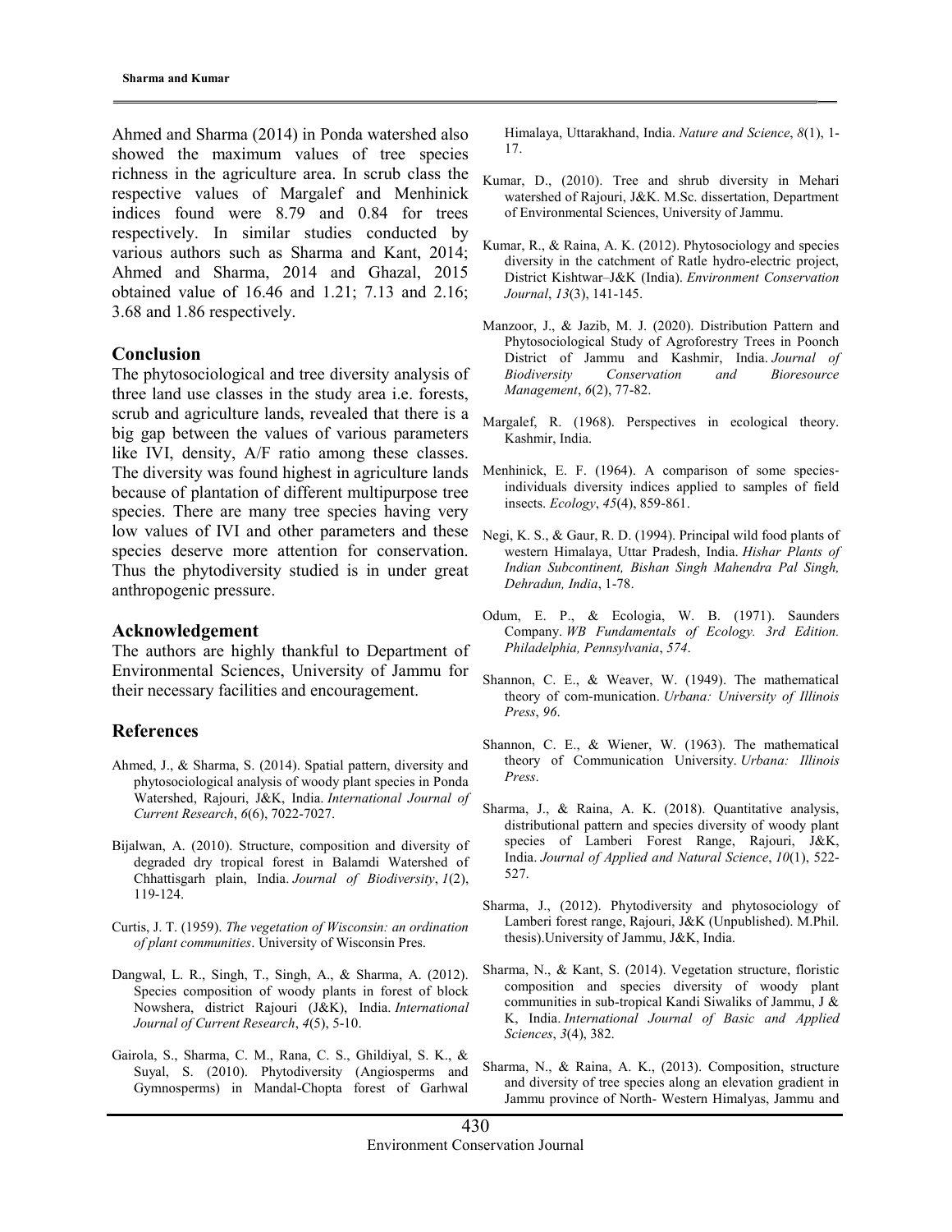Ahmed and Sharma (2014) in Ponda watershed also showed the maximum values of tree species richness in the agriculture area. In scrub class the respective values of Margalef and Menhinick indices found were 8.79 and 0.84 for trees respectively. In similar studies conducted by various authors such as Sharma and Kant, 2014; Ahmed and Sharma, 2014 and Ghazal, 2015 obtained value of 16.46 and 1.21; 7.13 and 2.16; 3.68 and 1.86 respectively.

## Conclusion

The phytosociological and tree diversity analysis of three land use classes in the study area i.e. forests, scrub and agriculture lands, revealed that there is a big gap between the values of various parameters like IVI, density, A/F ratio among these classes. The diversity was found highest in agriculture lands because of plantation of different multipurpose tree species. There are many tree species having very low values of IVI and other parameters and these species deserve more attention for conservation. Thus the phytodiversity studied is in under great anthropogenic pressure.

## Acknowledgement

The authors are highly thankful to Department of Environmental Sciences, University of Jammu for their necessary facilities and encouragement.

## References

Ahmed, J., & Sharma, S. (2014). Spatial pattern, diversity and phytosociological analysis of woody plant species in Ponda Watershed, Rajouri, J&K, India. *International Journal of Current Research*, *6*(6), 7022-7027.

Bijalwan, A. (2010). Structure, composition and diversity of degraded dry tropical forest in Balamdi Watershed of Chhattisgarh plain, India. *Journal of Biodiversity*, *1*(2), 119-124.

Curtis, J. T. (1959). *The vegetation of Wisconsin: an ordination of plant communities*. University of Wisconsin Pres.

Dangwal, L. R., Singh, T., Singh, A., & Sharma, A. (2012). Species composition of woody plants in forest of block Nowshera, district Rajouri (J&K), India. *International Journal of Current Research*, *4*(5), 5-10.

Gairola, S., Sharma, C. M., Rana, C. S., Ghildiyal, S. K., & Suyal, S. (2010). Phytodiversity (Angiosperms and Gymnosperms) in Mandal-Chopta forest of Garhwal Himalaya, Uttarakhand, India. *Nature and Science*, *8*(1), 1-17.

Kumar, D., (2010). Tree and shrub diversity in Mehari watershed of Rajouri, J&K. M.Sc. dissertation, Department of Environmental Sciences, University of Jammu.

Kumar, R., & Raina, A. K. (2012). Phytosociology and species diversity in the catchment of Ratle hydro-electric project, District Kishtwar–J&K (India). *Environment Conservation Journal*, *13*(3), 141-145.

Manzoor, J., & Jazib, M. J. (2020). Distribution Pattern and Phytosociological Study of Agroforestry Trees in Poonch District of Jammu and Kashmir, India. *Journal of Biodiversity Conservation and Bioresource Management*, *6*(2), 77-82.

Margalef, R. (1968). Perspectives in ecological theory. Kashmir, India.

Menhinick, E. F. (1964). A comparison of some species-individuals diversity indices applied to samples of field insects. *Ecology*, *45*(4), 859-861.

Negi, K. S., & Gaur, R. D. (1994). Principal wild food plants of western Himalaya, Uttar Pradesh, India. *Hishar Plants of Indian Subcontinent, Bishan Singh Mahendra Pal Singh, Dehradun, India*, 1-78.

Odum, E. P., & Ecologia, W. B. (1971). Saunders Company. *WB Fundamentals of Ecology. 3rd Edition. Philadelphia, Pennsylvania*, *574*.

Shannon, C. E., & Weaver, W. (1949). The mathematical theory of com-munication. *Urbana: University of Illinois Press*, *96*.

Shannon, C. E., & Wiener, W. (1963). The mathematical theory of Communication University. *Urbana: Illinois Press*.

Sharma, J., & Raina, A. K. (2018). Quantitative analysis, distributional pattern and species diversity of woody plant species of Lamberi Forest Range, Rajouri, J&K, India. *Journal of Applied and Natural Science*, *10*(1), 522-527.

Sharma, J., (2012). Phytodiversity and phytosociology of Lamberi forest range, Rajouri, J&K (Unpublished). M.Phil. thesis).University of Jammu, J&K, India.

Sharma, N., & Kant, S. (2014). Vegetation structure, floristic composition and species diversity of woody plant communities in sub-tropical Kandi Siwaliks of Jammu, J & K, India. *International Journal of Basic and Applied Sciences*, *3*(4), 382.

Sharma, N., & Raina, A. K., (2013). Composition, structure and diversity of tree species along an elevation gradient in Jammu province of North- Western Himalyas, Jammu and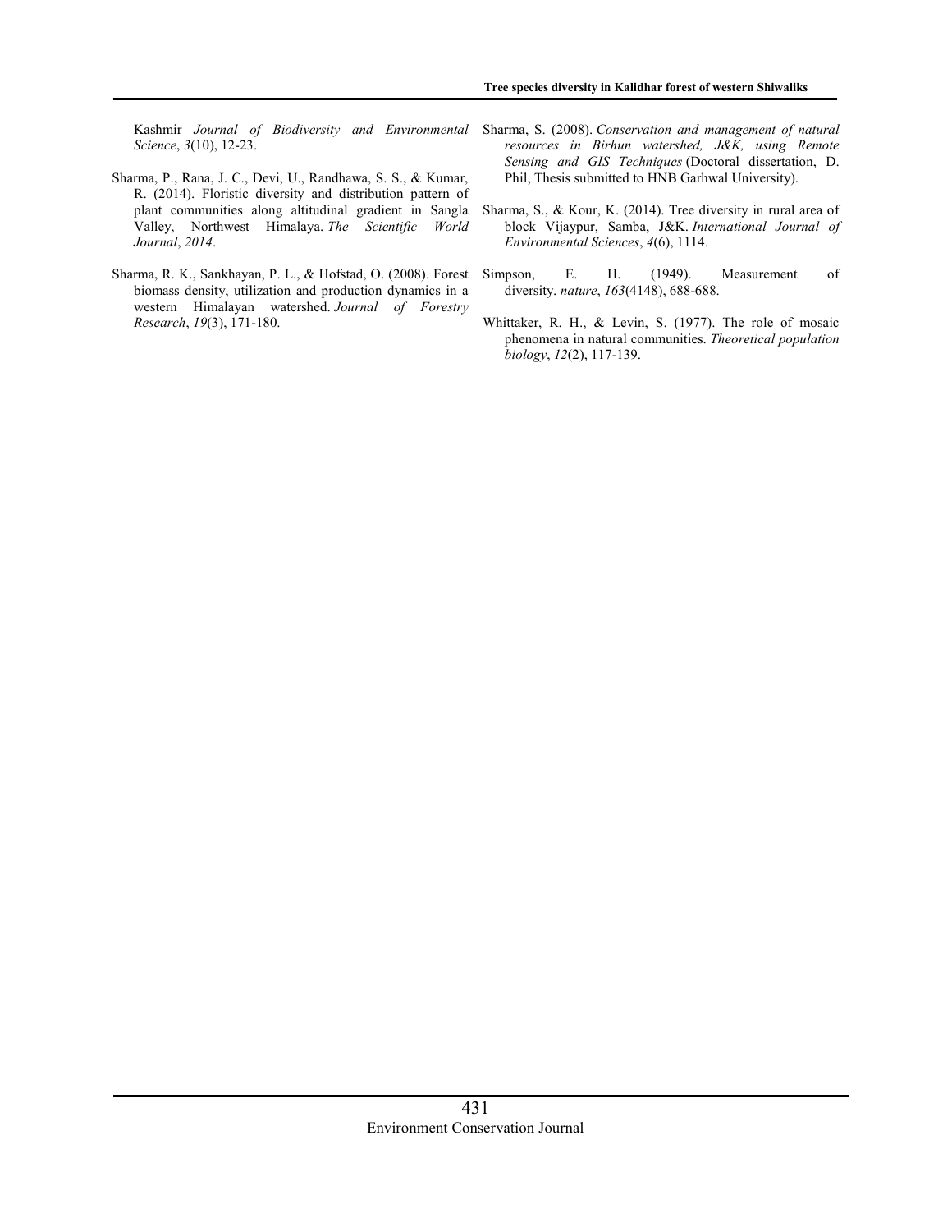Kashmir *Journal of Biodiversity and Environmental Science*, *3*(10), 12-23.

Sharma, P., Rana, J. C., Devi, U., Randhawa, S. S., & Kumar, R. (2014). Floristic diversity and distribution pattern of plant communities along altitudinal gradient in Sangla Valley, Northwest Himalaya. *The Scientific World Journal*, *2014*.

Sharma, R. K., Sankhayan, P. L., & Hofstad, O. (2008). Forest biomass density, utilization and production dynamics in a western Himalayan watershed. *Journal of Forestry Research*, *19*(3), 171-180.

Sharma, S. (2008). *Conservation and management of natural resources in Birhun watershed, J&K, using Remote Sensing and GIS Techniques* (Doctoral dissertation, D. Phil, Thesis submitted to HNB Garhwal University).

Sharma, S., & Kour, K. (2014). Tree diversity in rural area of block Vijaypur, Samba, J&K. *International Journal of Environmental Sciences*, *4*(6), 1114.

Simpson, E. H. (1949). Measurement of diversity. *nature*, *163*(4148), 688-688.

Whittaker, R. H., & Levin, S. (1977). The role of mosaic phenomena in natural communities. *Theoretical population biology*, *12*(2), 117-139.